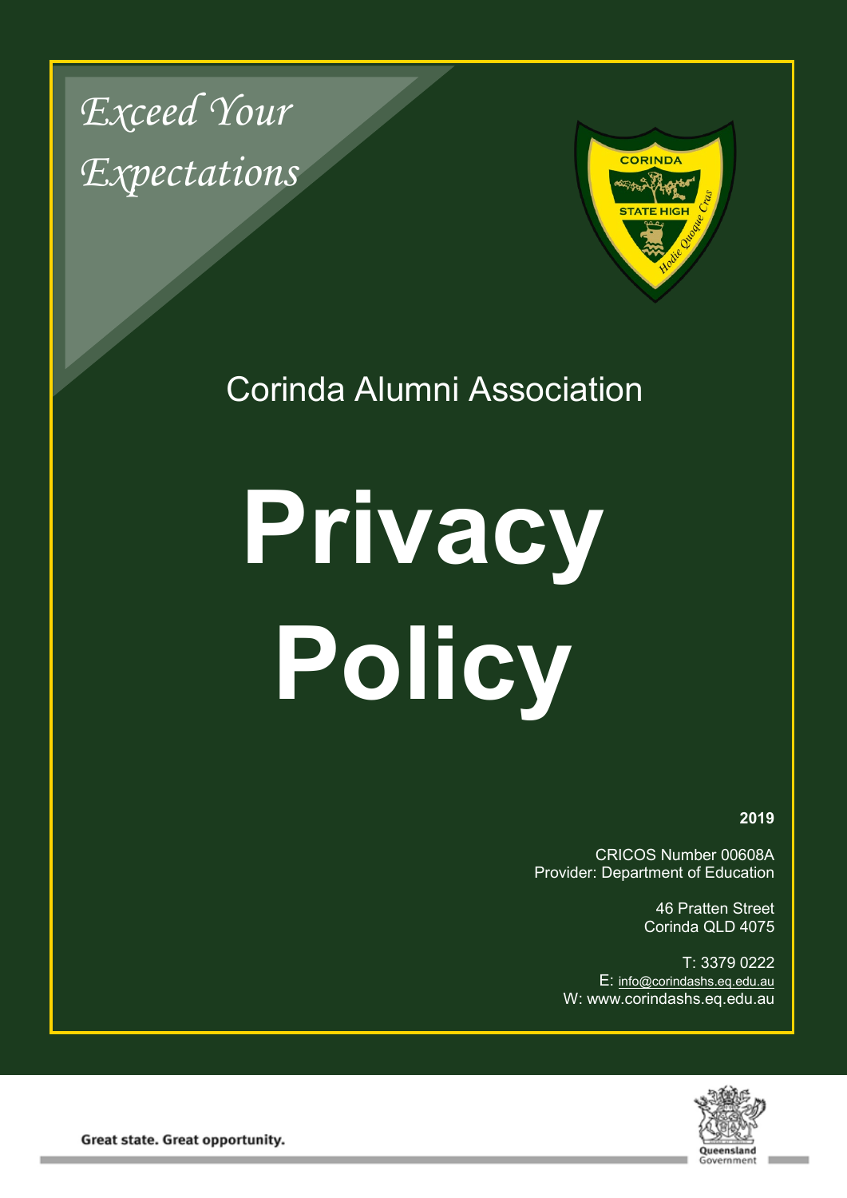*Exceed Your Expectations*

CORINDA STATE HIGH

*Hodie Quoque Cras*

Corinda Alumni Association

# Privacy Policy

**2019**

CRICOS Number 00608A
Provider: Department of Education

46 Pratten Street
Corinda QLD 4075

T: 3379 0222
E: info@corindashs.eq.edu.au
W: www.corindashs.eq.edu.au

**Great state. Great opportunity.**

Queensland Government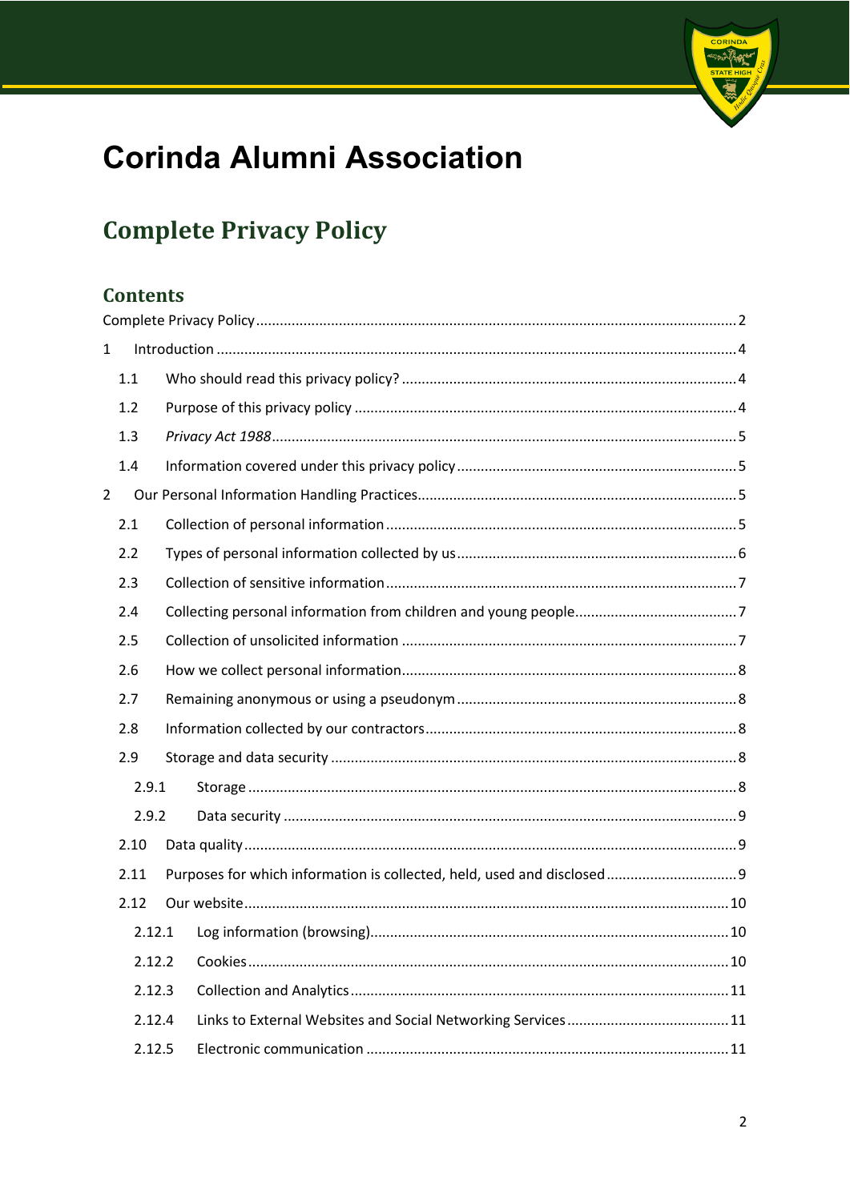# Corinda Alumni Association

## Complete Privacy Policy

### Contents

Complete Privacy Policy ........ 2

1 Introduction ........ 4

- 1.1 Who should read this privacy policy? ........ 4
- 1.2 Purpose of this privacy policy ........ 4
- 1.3 *Privacy Act 1988* ........ 5
- 1.4 Information covered under this privacy policy ........ 5

2 Our Personal Information Handling Practices ........ 5

- 2.1 Collection of personal information ........ 5
- 2.2 Types of personal information collected by us ........ 6
- 2.3 Collection of sensitive information ........ 7
- 2.4 Collecting personal information from children and young people ........ 7
- 2.5 Collection of unsolicited information ........ 7
- 2.6 How we collect personal information ........ 8
- 2.7 Remaining anonymous or using a pseudonym ........ 8
- 2.8 Information collected by our contractors ........ 8
- 2.9 Storage and data security ........ 8
  - 2.9.1 Storage ........ 8
  - 2.9.2 Data security ........ 9
- 2.10 Data quality ........ 9
- 2.11 Purposes for which information is collected, held, used and disclosed ........ 9
- 2.12 Our website ........ 10
  - 2.12.1 Log information (browsing) ........ 10
  - 2.12.2 Cookies ........ 10
  - 2.12.3 Collection and Analytics ........ 11
  - 2.12.4 Links to External Websites and Social Networking Services ........ 11
  - 2.12.5 Electronic communication ........ 11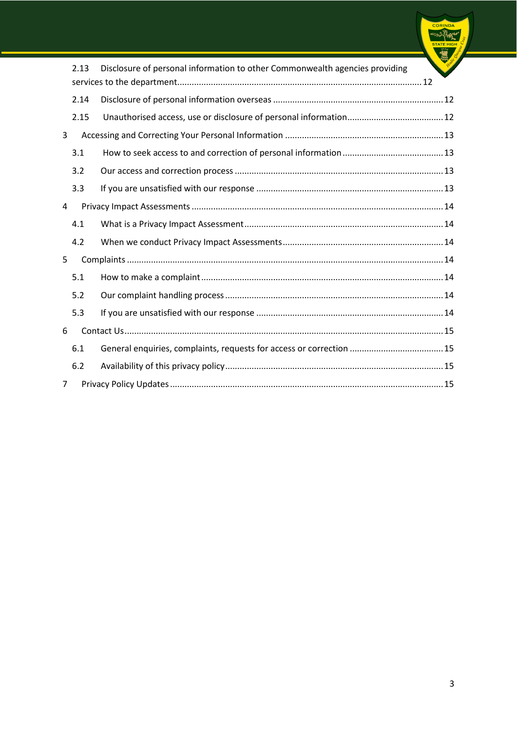2.13 Disclosure of personal information to other Commonwealth agencies providing services to the department ........ 12

2.14 Disclosure of personal information overseas ........ 12

2.15 Unauthorised access, use or disclosure of personal information ........ 12

3 Accessing and Correcting Your Personal Information ........ 13

3.1 How to seek access to and correction of personal information ........ 13

3.2 Our access and correction process ........ 13

3.3 If you are unsatisfied with our response ........ 13

4 Privacy Impact Assessments ........ 14

4.1 What is a Privacy Impact Assessment ........ 14

4.2 When we conduct Privacy Impact Assessments ........ 14

5 Complaints ........ 14

5.1 How to make a complaint ........ 14

5.2 Our complaint handling process ........ 14

5.3 If you are unsatisfied with our response ........ 14

6 Contact Us ........ 15

6.1 General enquiries, complaints, requests for access or correction ........ 15

6.2 Availability of this privacy policy ........ 15

7 Privacy Policy Updates ........ 15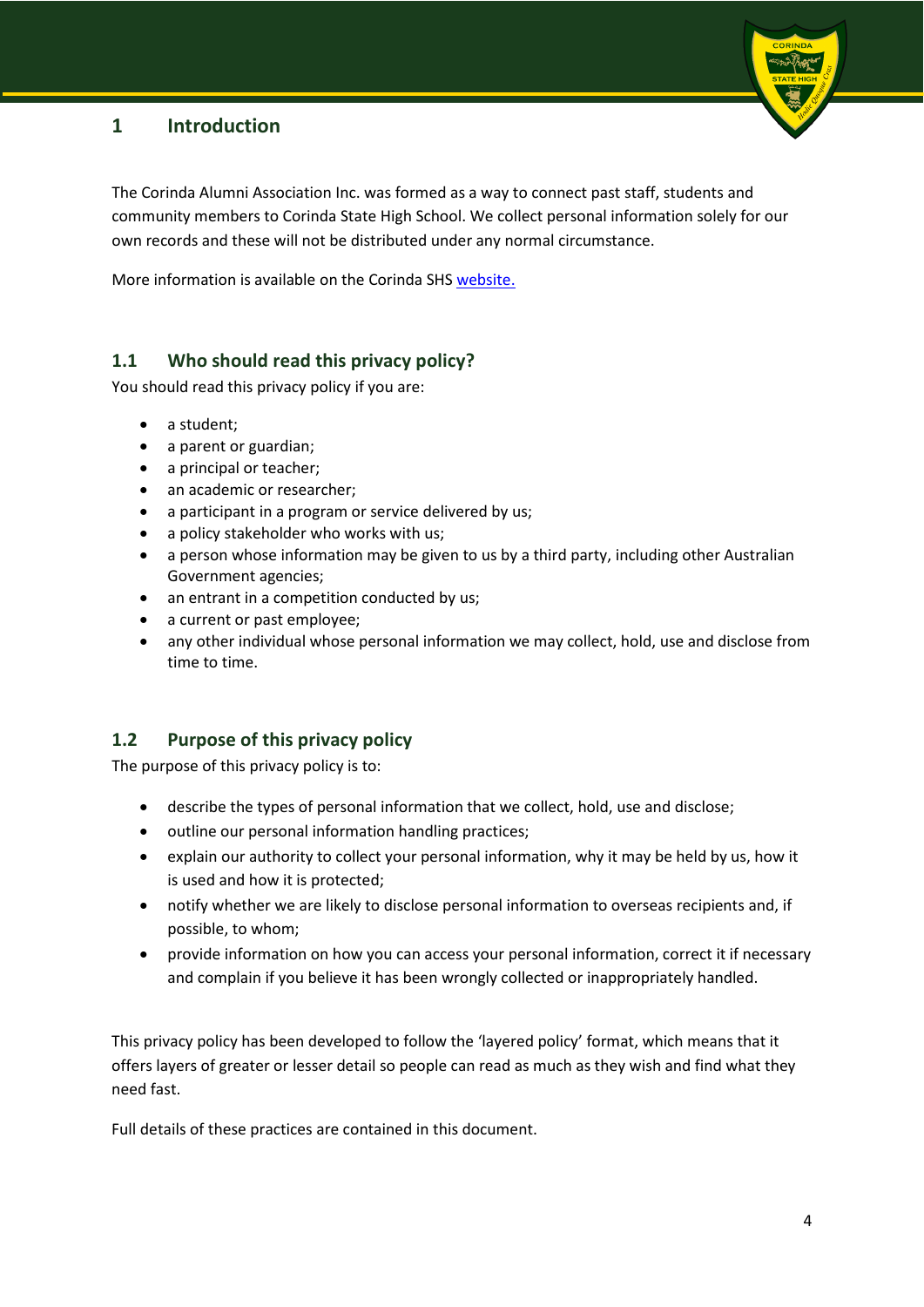# 1 Introduction

The Corinda Alumni Association Inc. was formed as a way to connect past staff, students and community members to Corinda State High School. We collect personal information solely for our own records and these will not be distributed under any normal circumstance.

More information is available on the Corinda SHS website.

## 1.1 Who should read this privacy policy?

You should read this privacy policy if you are:

- a student;
- a parent or guardian;
- a principal or teacher;
- an academic or researcher;
- a participant in a program or service delivered by us;
- a policy stakeholder who works with us;
- a person whose information may be given to us by a third party, including other Australian Government agencies;
- an entrant in a competition conducted by us;
- a current or past employee;
- any other individual whose personal information we may collect, hold, use and disclose from time to time.

## 1.2 Purpose of this privacy policy

The purpose of this privacy policy is to:

- describe the types of personal information that we collect, hold, use and disclose;
- outline our personal information handling practices;
- explain our authority to collect your personal information, why it may be held by us, how it is used and how it is protected;
- notify whether we are likely to disclose personal information to overseas recipients and, if possible, to whom;
- provide information on how you can access your personal information, correct it if necessary and complain if you believe it has been wrongly collected or inappropriately handled.

This privacy policy has been developed to follow the 'layered policy' format, which means that it offers layers of greater or lesser detail so people can read as much as they wish and find what they need fast.

Full details of these practices are contained in this document.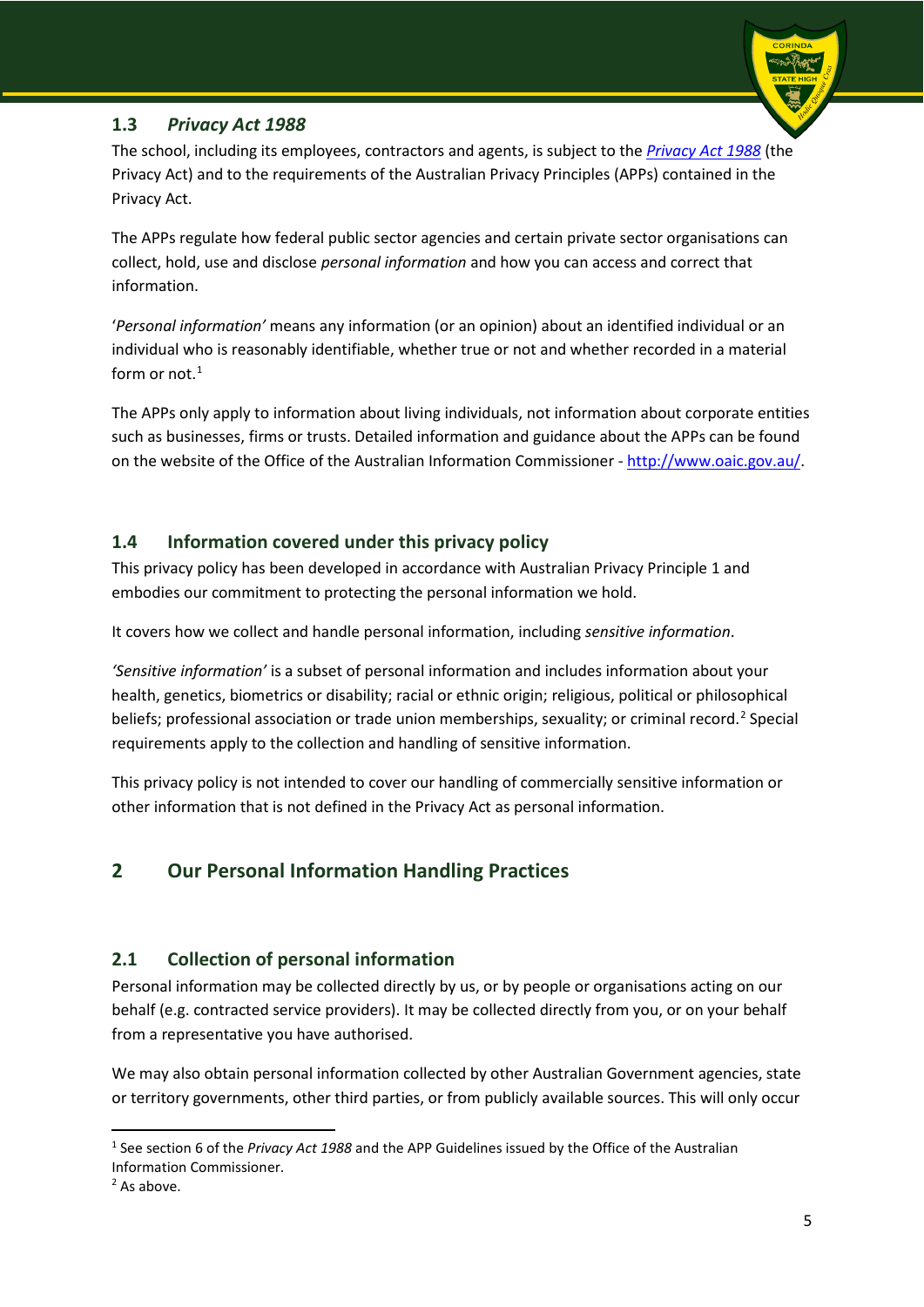### 1.3 *Privacy Act 1988*

The school, including its employees, contractors and agents, is subject to the [*Privacy Act 1988*]() (the Privacy Act) and to the requirements of the Australian Privacy Principles (APPs) contained in the Privacy Act.

The APPs regulate how federal public sector agencies and certain private sector organisations can collect, hold, use and disclose *personal information* and how you can access and correct that information.

'*Personal information'* means any information (or an opinion) about an identified individual or an individual who is reasonably identifiable, whether true or not and whether recorded in a material form or not.[1]

The APPs only apply to information about living individuals, not information about corporate entities such as businesses, firms or trusts. Detailed information and guidance about the APPs can be found on the website of the Office of the Australian Information Commissioner - http://www.oaic.gov.au/.

### 1.4 Information covered under this privacy policy

This privacy policy has been developed in accordance with Australian Privacy Principle 1 and embodies our commitment to protecting the personal information we hold.

It covers how we collect and handle personal information, including *sensitive information*.

*'Sensitive information'* is a subset of personal information and includes information about your health, genetics, biometrics or disability; racial or ethnic origin; religious, political or philosophical beliefs; professional association or trade union memberships, sexuality; or criminal record.[2] Special requirements apply to the collection and handling of sensitive information.

This privacy policy is not intended to cover our handling of commercially sensitive information or other information that is not defined in the Privacy Act as personal information.

## 2 Our Personal Information Handling Practices

### 2.1 Collection of personal information

Personal information may be collected directly by us, or by people or organisations acting on our behalf (e.g. contracted service providers). It may be collected directly from you, or on your behalf from a representative you have authorised.

We may also obtain personal information collected by other Australian Government agencies, state or territory governments, other third parties, or from publicly available sources. This will only occur

---

[1] See section 6 of the *Privacy Act 1988* and the APP Guidelines issued by the Office of the Australian Information Commissioner.

[2] As above.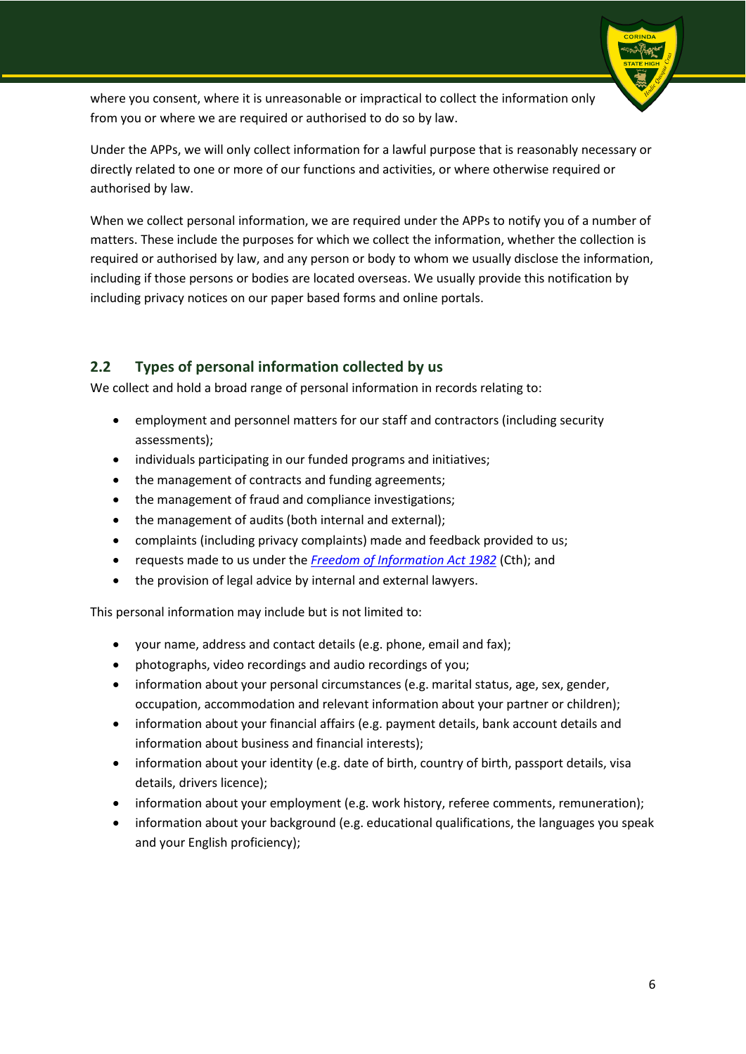where you consent, where it is unreasonable or impractical to collect the information only from you or where we are required or authorised to do so by law.

Under the APPs, we will only collect information for a lawful purpose that is reasonably necessary or directly related to one or more of our functions and activities, or where otherwise required or authorised by law.

When we collect personal information, we are required under the APPs to notify you of a number of matters. These include the purposes for which we collect the information, whether the collection is required or authorised by law, and any person or body to whom we usually disclose the information, including if those persons or bodies are located overseas. We usually provide this notification by including privacy notices on our paper based forms and online portals.

## 2.2 Types of personal information collected by us

We collect and hold a broad range of personal information in records relating to:

- employment and personnel matters for our staff and contractors (including security assessments);
- individuals participating in our funded programs and initiatives;
- the management of contracts and funding agreements;
- the management of fraud and compliance investigations;
- the management of audits (both internal and external);
- complaints (including privacy complaints) made and feedback provided to us;
- requests made to us under the *Freedom of Information Act 1982* (Cth); and
- the provision of legal advice by internal and external lawyers.

This personal information may include but is not limited to:

- your name, address and contact details (e.g. phone, email and fax);
- photographs, video recordings and audio recordings of you;
- information about your personal circumstances (e.g. marital status, age, sex, gender, occupation, accommodation and relevant information about your partner or children);
- information about your financial affairs (e.g. payment details, bank account details and information about business and financial interests);
- information about your identity (e.g. date of birth, country of birth, passport details, visa details, drivers licence);
- information about your employment (e.g. work history, referee comments, remuneration);
- information about your background (e.g. educational qualifications, the languages you speak and your English proficiency);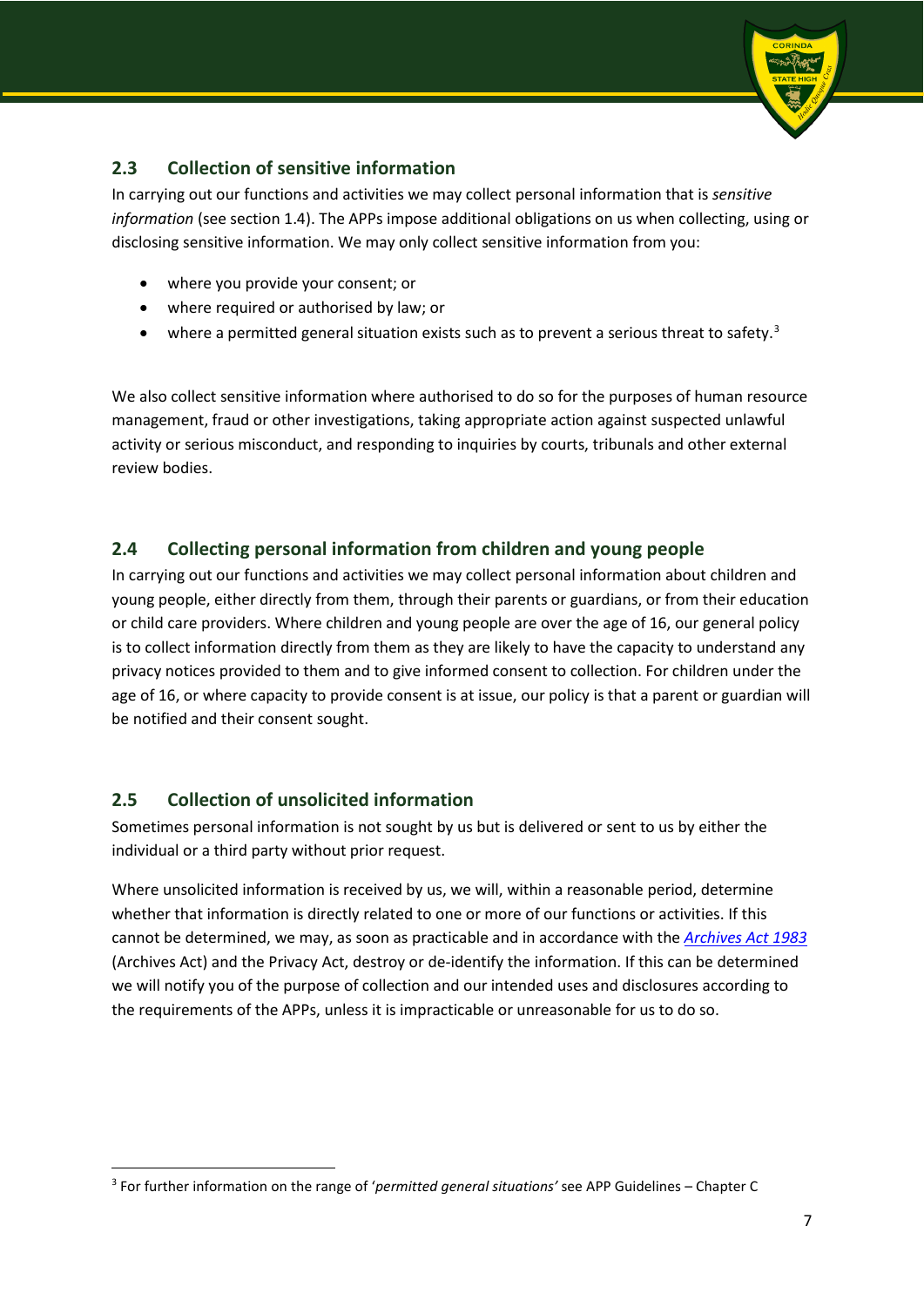## 2.3 Collection of sensitive information

In carrying out our functions and activities we may collect personal information that is *sensitive information* (see section 1.4). The APPs impose additional obligations on us when collecting, using or disclosing sensitive information. We may only collect sensitive information from you:

- where you provide your consent; or
- where required or authorised by law; or
- where a permitted general situation exists such as to prevent a serious threat to safety.[3]

We also collect sensitive information where authorised to do so for the purposes of human resource management, fraud or other investigations, taking appropriate action against suspected unlawful activity or serious misconduct, and responding to inquiries by courts, tribunals and other external review bodies.

## 2.4 Collecting personal information from children and young people

In carrying out our functions and activities we may collect personal information about children and young people, either directly from them, through their parents or guardians, or from their education or child care providers. Where children and young people are over the age of 16, our general policy is to collect information directly from them as they are likely to have the capacity to understand any privacy notices provided to them and to give informed consent to collection. For children under the age of 16, or where capacity to provide consent is at issue, our policy is that a parent or guardian will be notified and their consent sought.

## 2.5 Collection of unsolicited information

Sometimes personal information is not sought by us but is delivered or sent to us by either the individual or a third party without prior request.

Where unsolicited information is received by us, we will, within a reasonable period, determine whether that information is directly related to one or more of our functions or activities. If this cannot be determined, we may, as soon as practicable and in accordance with the *Archives Act 1983* (Archives Act) and the Privacy Act, destroy or de-identify the information. If this can be determined we will notify you of the purpose of collection and our intended uses and disclosures according to the requirements of the APPs, unless it is impracticable or unreasonable for us to do so.

[3] For further information on the range of '*permitted general situations'* see APP Guidelines – Chapter C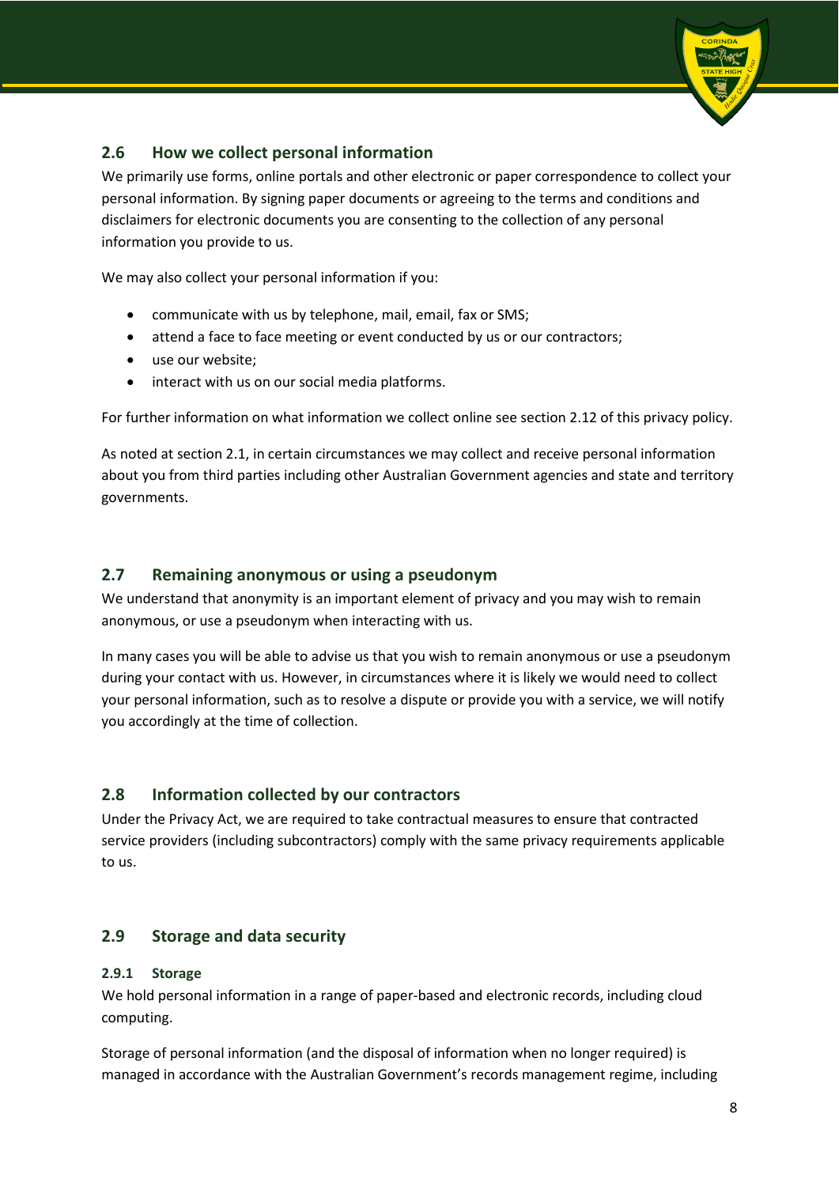## 2.6 How we collect personal information

We primarily use forms, online portals and other electronic or paper correspondence to collect your personal information. By signing paper documents or agreeing to the terms and conditions and disclaimers for electronic documents you are consenting to the collection of any personal information you provide to us.

We may also collect your personal information if you:

- communicate with us by telephone, mail, email, fax or SMS;
- attend a face to face meeting or event conducted by us or our contractors;
- use our website;
- interact with us on our social media platforms.

For further information on what information we collect online see section 2.12 of this privacy policy.

As noted at section 2.1, in certain circumstances we may collect and receive personal information about you from third parties including other Australian Government agencies and state and territory governments.

## 2.7 Remaining anonymous or using a pseudonym

We understand that anonymity is an important element of privacy and you may wish to remain anonymous, or use a pseudonym when interacting with us.

In many cases you will be able to advise us that you wish to remain anonymous or use a pseudonym during your contact with us. However, in circumstances where it is likely we would need to collect your personal information, such as to resolve a dispute or provide you with a service, we will notify you accordingly at the time of collection.

## 2.8 Information collected by our contractors

Under the Privacy Act, we are required to take contractual measures to ensure that contracted service providers (including subcontractors) comply with the same privacy requirements applicable to us.

## 2.9 Storage and data security

### 2.9.1 Storage

We hold personal information in a range of paper-based and electronic records, including cloud computing.

Storage of personal information (and the disposal of information when no longer required) is managed in accordance with the Australian Government's records management regime, including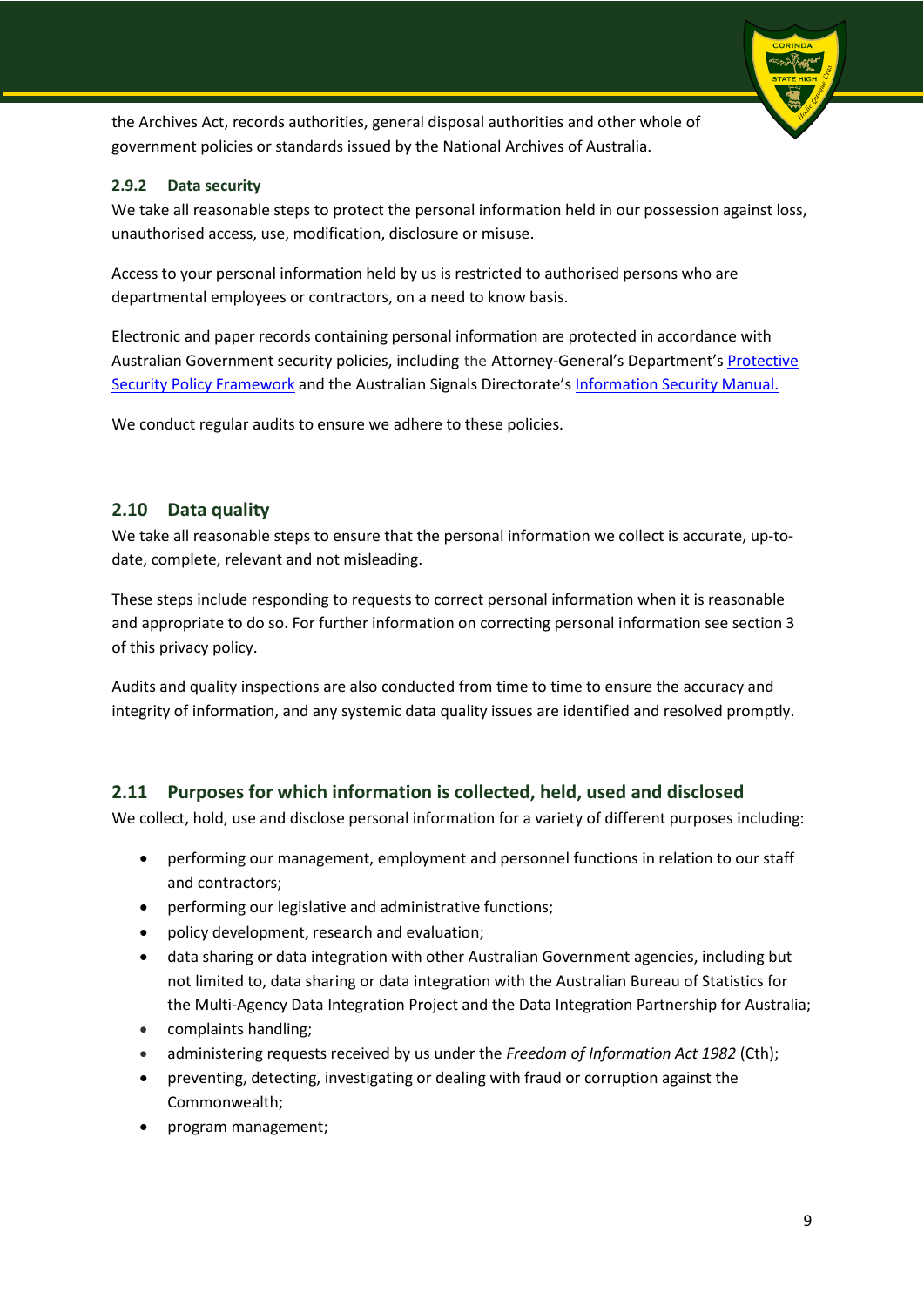the Archives Act, records authorities, general disposal authorities and other whole of government policies or standards issued by the National Archives of Australia.

#### 2.9.2 Data security

We take all reasonable steps to protect the personal information held in our possession against loss, unauthorised access, use, modification, disclosure or misuse.

Access to your personal information held by us is restricted to authorised persons who are departmental employees or contractors, on a need to know basis.

Electronic and paper records containing personal information are protected in accordance with Australian Government security policies, including the Attorney-General's Department's Protective Security Policy Framework and the Australian Signals Directorate's Information Security Manual.

We conduct regular audits to ensure we adhere to these policies.

### 2.10 Data quality

We take all reasonable steps to ensure that the personal information we collect is accurate, up-to-date, complete, relevant and not misleading.

These steps include responding to requests to correct personal information when it is reasonable and appropriate to do so. For further information on correcting personal information see section 3 of this privacy policy.

Audits and quality inspections are also conducted from time to time to ensure the accuracy and integrity of information, and any systemic data quality issues are identified and resolved promptly.

### 2.11 Purposes for which information is collected, held, used and disclosed

We collect, hold, use and disclose personal information for a variety of different purposes including:

- performing our management, employment and personnel functions in relation to our staff and contractors;
- performing our legislative and administrative functions;
- policy development, research and evaluation;
- data sharing or data integration with other Australian Government agencies, including but not limited to, data sharing or data integration with the Australian Bureau of Statistics for the Multi-Agency Data Integration Project and the Data Integration Partnership for Australia;
- complaints handling;
- administering requests received by us under the *Freedom of Information Act 1982* (Cth);
- preventing, detecting, investigating or dealing with fraud or corruption against the Commonwealth;
- program management;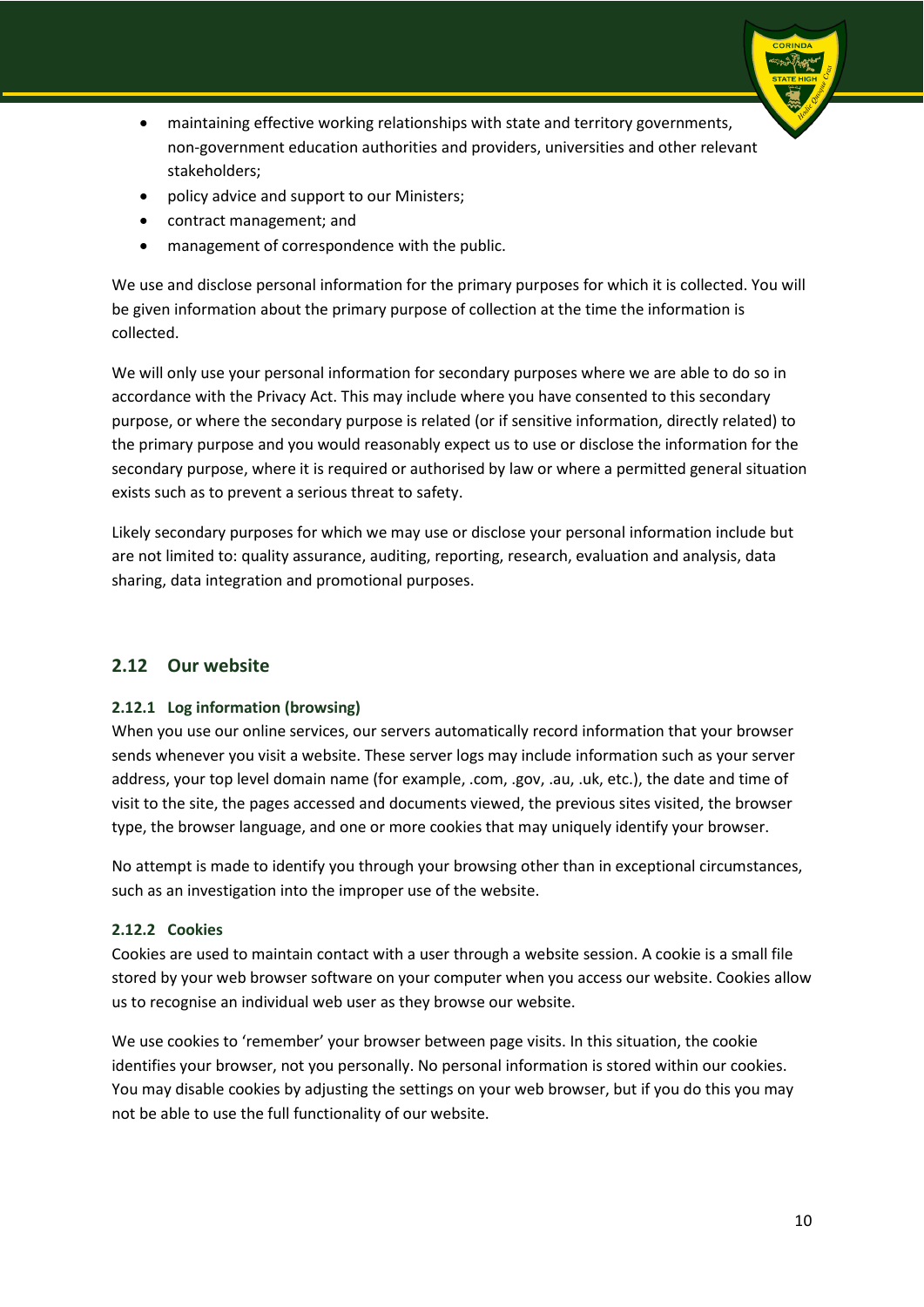- maintaining effective working relationships with state and territory governments, non-government education authorities and providers, universities and other relevant stakeholders;
- policy advice and support to our Ministers;
- contract management; and
- management of correspondence with the public.

We use and disclose personal information for the primary purposes for which it is collected. You will be given information about the primary purpose of collection at the time the information is collected.

We will only use your personal information for secondary purposes where we are able to do so in accordance with the Privacy Act. This may include where you have consented to this secondary purpose, or where the secondary purpose is related (or if sensitive information, directly related) to the primary purpose and you would reasonably expect us to use or disclose the information for the secondary purpose, where it is required or authorised by law or where a permitted general situation exists such as to prevent a serious threat to safety.

Likely secondary purposes for which we may use or disclose your personal information include but are not limited to: quality assurance, auditing, reporting, research, evaluation and analysis, data sharing, data integration and promotional purposes.

## 2.12 Our website

### 2.12.1 Log information (browsing)

When you use our online services, our servers automatically record information that your browser sends whenever you visit a website. These server logs may include information such as your server address, your top level domain name (for example, .com, .gov, .au, .uk, etc.), the date and time of visit to the site, the pages accessed and documents viewed, the previous sites visited, the browser type, the browser language, and one or more cookies that may uniquely identify your browser.

No attempt is made to identify you through your browsing other than in exceptional circumstances, such as an investigation into the improper use of the website.

### 2.12.2 Cookies

Cookies are used to maintain contact with a user through a website session. A cookie is a small file stored by your web browser software on your computer when you access our website. Cookies allow us to recognise an individual web user as they browse our website.

We use cookies to 'remember' your browser between page visits. In this situation, the cookie identifies your browser, not you personally. No personal information is stored within our cookies. You may disable cookies by adjusting the settings on your web browser, but if you do this you may not be able to use the full functionality of our website.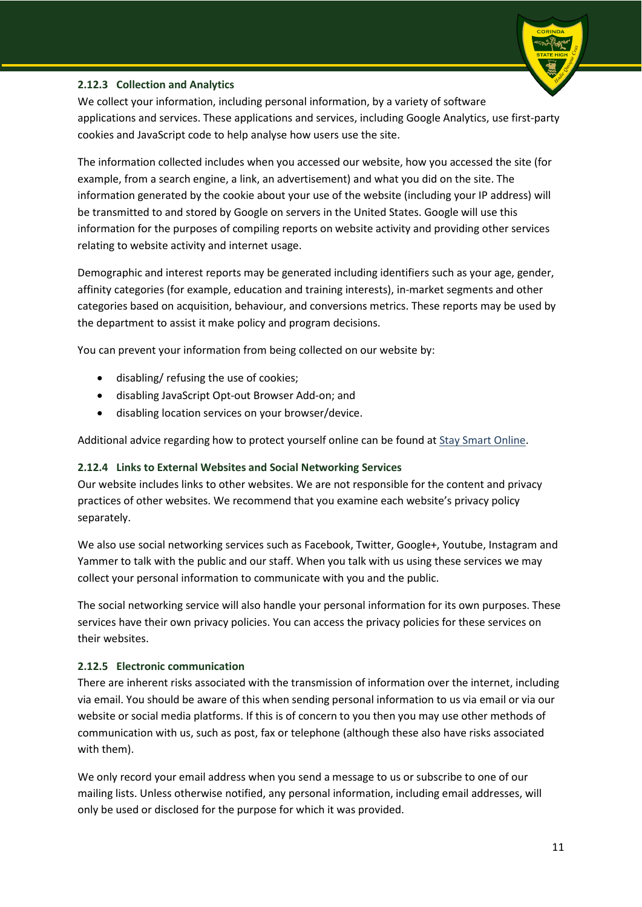### 2.12.3 Collection and Analytics

We collect your information, including personal information, by a variety of software applications and services. These applications and services, including Google Analytics, use first-party cookies and JavaScript code to help analyse how users use the site.

The information collected includes when you accessed our website, how you accessed the site (for example, from a search engine, a link, an advertisement) and what you did on the site. The information generated by the cookie about your use of the website (including your IP address) will be transmitted to and stored by Google on servers in the United States. Google will use this information for the purposes of compiling reports on website activity and providing other services relating to website activity and internet usage.

Demographic and interest reports may be generated including identifiers such as your age, gender, affinity categories (for example, education and training interests), in-market segments and other categories based on acquisition, behaviour, and conversions metrics. These reports may be used by the department to assist it make policy and program decisions.

You can prevent your information from being collected on our website by:

- disabling/ refusing the use of cookies;
- disabling JavaScript Opt-out Browser Add-on; and
- disabling location services on your browser/device.

Additional advice regarding how to protect yourself online can be found at Stay Smart Online.

### 2.12.4 Links to External Websites and Social Networking Services

Our website includes links to other websites. We are not responsible for the content and privacy practices of other websites. We recommend that you examine each website's privacy policy separately.

We also use social networking services such as Facebook, Twitter, Google+, Youtube, Instagram and Yammer to talk with the public and our staff. When you talk with us using these services we may collect your personal information to communicate with you and the public.

The social networking service will also handle your personal information for its own purposes. These services have their own privacy policies. You can access the privacy policies for these services on their websites.

### 2.12.5 Electronic communication

There are inherent risks associated with the transmission of information over the internet, including via email. You should be aware of this when sending personal information to us via email or via our website or social media platforms. If this is of concern to you then you may use other methods of communication with us, such as post, fax or telephone (although these also have risks associated with them).

We only record your email address when you send a message to us or subscribe to one of our mailing lists. Unless otherwise notified, any personal information, including email addresses, will only be used or disclosed for the purpose for which it was provided.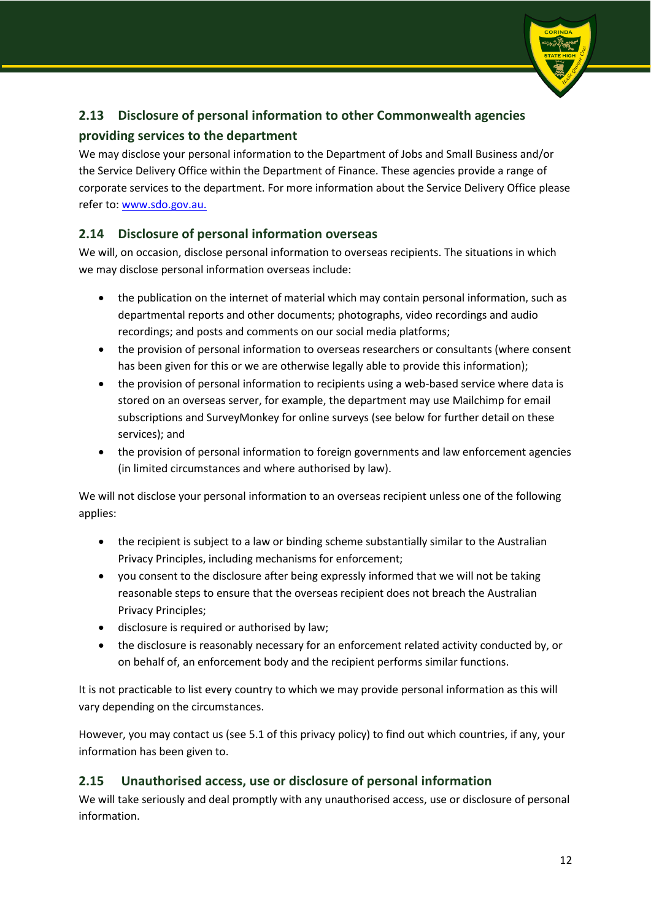## 2.13 Disclosure of personal information to other Commonwealth agencies providing services to the department

We may disclose your personal information to the Department of Jobs and Small Business and/or the Service Delivery Office within the Department of Finance. These agencies provide a range of corporate services to the department. For more information about the Service Delivery Office please refer to: [www.sdo.gov.au.](http://www.sdo.gov.au)

## 2.14 Disclosure of personal information overseas

We will, on occasion, disclose personal information to overseas recipients. The situations in which we may disclose personal information overseas include:

- the publication on the internet of material which may contain personal information, such as departmental reports and other documents; photographs, video recordings and audio recordings; and posts and comments on our social media platforms;
- the provision of personal information to overseas researchers or consultants (where consent has been given for this or we are otherwise legally able to provide this information);
- the provision of personal information to recipients using a web-based service where data is stored on an overseas server, for example, the department may use Mailchimp for email subscriptions and SurveyMonkey for online surveys (see below for further detail on these services); and
- the provision of personal information to foreign governments and law enforcement agencies (in limited circumstances and where authorised by law).

We will not disclose your personal information to an overseas recipient unless one of the following applies:

- the recipient is subject to a law or binding scheme substantially similar to the Australian Privacy Principles, including mechanisms for enforcement;
- you consent to the disclosure after being expressly informed that we will not be taking reasonable steps to ensure that the overseas recipient does not breach the Australian Privacy Principles;
- disclosure is required or authorised by law;
- the disclosure is reasonably necessary for an enforcement related activity conducted by, or on behalf of, an enforcement body and the recipient performs similar functions.

It is not practicable to list every country to which we may provide personal information as this will vary depending on the circumstances.

However, you may contact us (see 5.1 of this privacy policy) to find out which countries, if any, your information has been given to.

## 2.15 Unauthorised access, use or disclosure of personal information

We will take seriously and deal promptly with any unauthorised access, use or disclosure of personal information.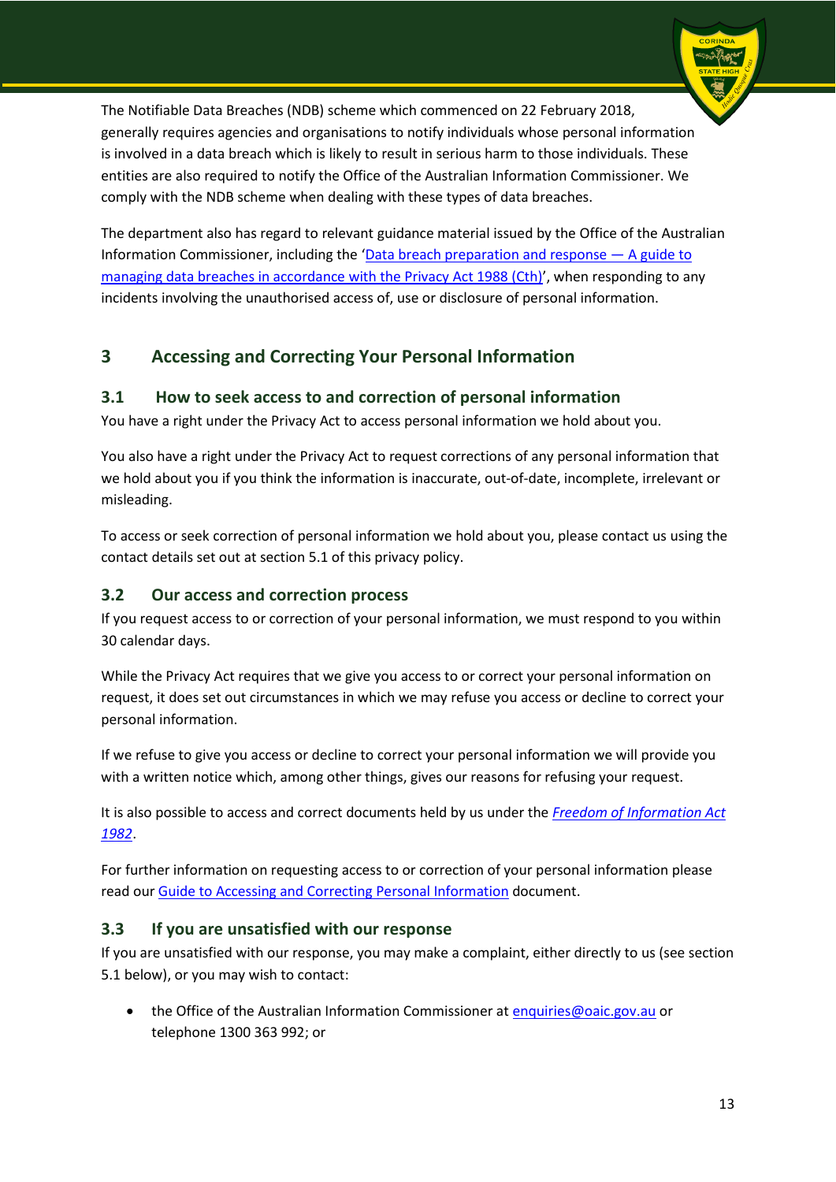The Notifiable Data Breaches (NDB) scheme which commenced on 22 February 2018, generally requires agencies and organisations to notify individuals whose personal information is involved in a data breach which is likely to result in serious harm to those individuals. These entities are also required to notify the Office of the Australian Information Commissioner. We comply with the NDB scheme when dealing with these types of data breaches.

The department also has regard to relevant guidance material issued by the Office of the Australian Information Commissioner, including the 'Data breach preparation and response — A guide to managing data breaches in accordance with the Privacy Act 1988 (Cth)', when responding to any incidents involving the unauthorised access of, use or disclosure of personal information.

# 3 Accessing and Correcting Your Personal Information

## 3.1 How to seek access to and correction of personal information

You have a right under the Privacy Act to access personal information we hold about you.

You also have a right under the Privacy Act to request corrections of any personal information that we hold about you if you think the information is inaccurate, out-of-date, incomplete, irrelevant or misleading.

To access or seek correction of personal information we hold about you, please contact us using the contact details set out at section 5.1 of this privacy policy.

## 3.2 Our access and correction process

If you request access to or correction of your personal information, we must respond to you within 30 calendar days.

While the Privacy Act requires that we give you access to or correct your personal information on request, it does set out circumstances in which we may refuse you access or decline to correct your personal information.

If we refuse to give you access or decline to correct your personal information we will provide you with a written notice which, among other things, gives our reasons for refusing your request.

It is also possible to access and correct documents held by us under the *Freedom of Information Act 1982*.

For further information on requesting access to or correction of your personal information please read our Guide to Accessing and Correcting Personal Information document.

## 3.3 If you are unsatisfied with our response

If you are unsatisfied with our response, you may make a complaint, either directly to us (see section 5.1 below), or you may wish to contact:

- the Office of the Australian Information Commissioner at enquiries@oaic.gov.au or telephone 1300 363 992; or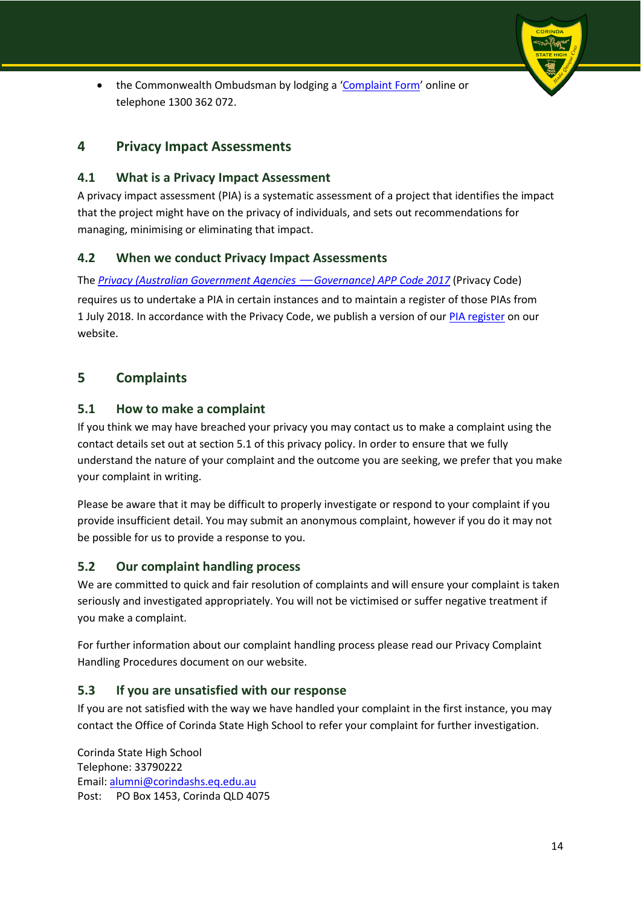- the Commonwealth Ombudsman by lodging a 'Complaint Form' online or telephone 1300 362 072.

## 4 Privacy Impact Assessments

### 4.1 What is a Privacy Impact Assessment

A privacy impact assessment (PIA) is a systematic assessment of a project that identifies the impact that the project might have on the privacy of individuals, and sets out recommendations for managing, minimising or eliminating that impact.

### 4.2 When we conduct Privacy Impact Assessments

The *Privacy (Australian Government Agencies —Governance) APP Code 2017* (Privacy Code) requires us to undertake a PIA in certain instances and to maintain a register of those PIAs from 1 July 2018. In accordance with the Privacy Code, we publish a version of our PIA register on our website.

## 5 Complaints

### 5.1 How to make a complaint

If you think we may have breached your privacy you may contact us to make a complaint using the contact details set out at section 5.1 of this privacy policy. In order to ensure that we fully understand the nature of your complaint and the outcome you are seeking, we prefer that you make your complaint in writing.

Please be aware that it may be difficult to properly investigate or respond to your complaint if you provide insufficient detail. You may submit an anonymous complaint, however if you do it may not be possible for us to provide a response to you.

### 5.2 Our complaint handling process

We are committed to quick and fair resolution of complaints and will ensure your complaint is taken seriously and investigated appropriately. You will not be victimised or suffer negative treatment if you make a complaint.

For further information about our complaint handling process please read our Privacy Complaint Handling Procedures document on our website.

### 5.3 If you are unsatisfied with our response

If you are not satisfied with the way we have handled your complaint in the first instance, you may contact the Office of Corinda State High School to refer your complaint for further investigation.

Corinda State High School
Telephone: 33790222
Email: alumni@corindashs.eq.edu.au
Post: PO Box 1453, Corinda QLD 4075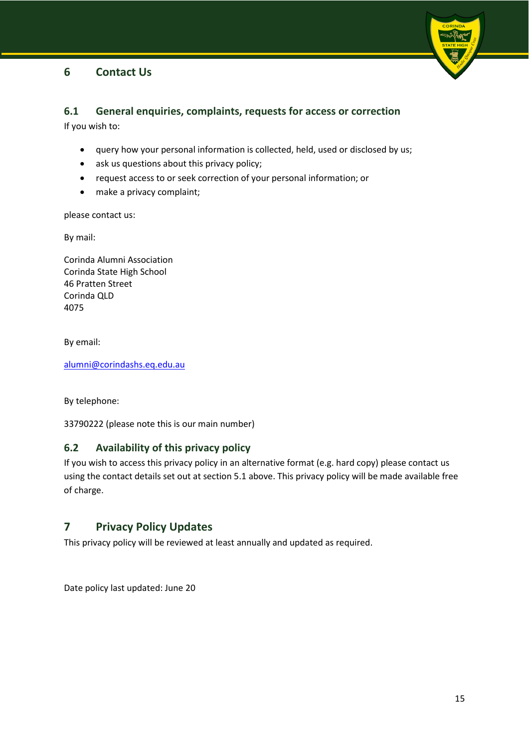## 6 Contact Us

### 6.1 General enquiries, complaints, requests for access or correction

If you wish to:

- query how your personal information is collected, held, used or disclosed by us;
- ask us questions about this privacy policy;
- request access to or seek correction of your personal information; or
- make a privacy complaint;

please contact us:

By mail:

Corinda Alumni Association
Corinda State High School
46 Pratten Street
Corinda QLD
4075

By email:

alumni@corindashs.eq.edu.au

By telephone:

33790222 (please note this is our main number)

### 6.2 Availability of this privacy policy

If you wish to access this privacy policy in an alternative format (e.g. hard copy) please contact us using the contact details set out at section 5.1 above. This privacy policy will be made available free of charge.

## 7 Privacy Policy Updates

This privacy policy will be reviewed at least annually and updated as required.

Date policy last updated: June 20